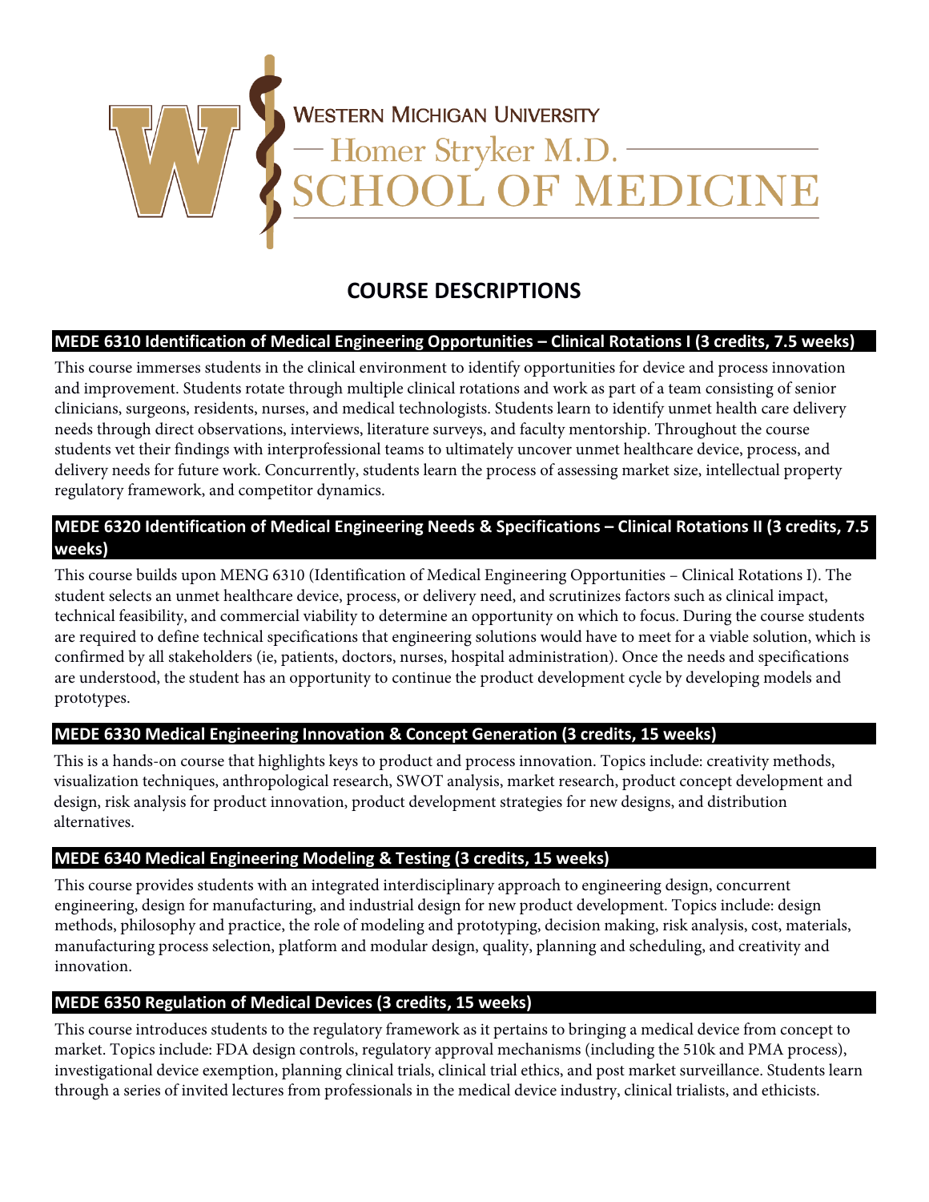Western Michigan University — Homer Stryker M.D. School of Medicine

# COURSE DESCRIPTIONS

## MEDE 6310 Identification of Medical Engineering Opportunities – Clinical Rotations I (3 credits, 7.5 weeks)

This course immerses students in the clinical environment to identify opportunities for device and process innovation and improvement. Students rotate through multiple clinical rotations and work as part of a team consisting of senior clinicians, surgeons, residents, nurses, and medical technologists. Students learn to identify unmet health care delivery needs through direct observations, interviews, literature surveys, and faculty mentorship. Throughout the course students vet their findings with interprofessional teams to ultimately uncover unmet healthcare device, process, and delivery needs for future work. Concurrently, students learn the process of assessing market size, intellectual property regulatory framework, and competitor dynamics.

## MEDE 6320 Identification of Medical Engineering Needs & Specifications – Clinical Rotations II (3 credits, 7.5 weeks)

This course builds upon MENG 6310 (Identification of Medical Engineering Opportunities – Clinical Rotations I). The student selects an unmet healthcare device, process, or delivery need, and scrutinizes factors such as clinical impact, technical feasibility, and commercial viability to determine an opportunity on which to focus. During the course students are required to define technical specifications that engineering solutions would have to meet for a viable solution, which is confirmed by all stakeholders (ie, patients, doctors, nurses, hospital administration). Once the needs and specifications are understood, the student has an opportunity to continue the product development cycle by developing models and prototypes.

## MEDE 6330 Medical Engineering Innovation & Concept Generation (3 credits, 15 weeks)

This is a hands-on course that highlights keys to product and process innovation. Topics include: creativity methods, visualization techniques, anthropological research, SWOT analysis, market research, product concept development and design, risk analysis for product innovation, product development strategies for new designs, and distribution alternatives.

## MEDE 6340 Medical Engineering Modeling & Testing (3 credits, 15 weeks)

This course provides students with an integrated interdisciplinary approach to engineering design, concurrent engineering, design for manufacturing, and industrial design for new product development. Topics include: design methods, philosophy and practice, the role of modeling and prototyping, decision making, risk analysis, cost, materials, manufacturing process selection, platform and modular design, quality, planning and scheduling, and creativity and innovation.

## MEDE 6350 Regulation of Medical Devices (3 credits, 15 weeks)

This course introduces students to the regulatory framework as it pertains to bringing a medical device from concept to market. Topics include: FDA design controls, regulatory approval mechanisms (including the 510k and PMA process), investigational device exemption, planning clinical trials, clinical trial ethics, and post market surveillance. Students learn through a series of invited lectures from professionals in the medical device industry, clinical trialists, and ethicists.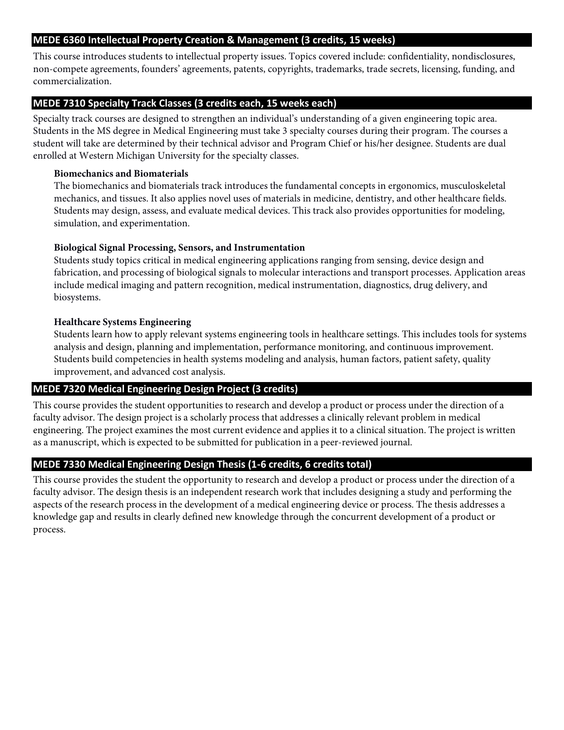### MEDE 6360 Intellectual Property Creation & Management (3 credits, 15 weeks)

This course introduces students to intellectual property issues. Topics covered include: confidentiality, nondisclosures, non-compete agreements, founders' agreements, patents, copyrights, trademarks, trade secrets, licensing, funding, and commercialization.

### MEDE 7310 Specialty Track Classes (3 credits each, 15 weeks each)

Specialty track courses are designed to strengthen an individual's understanding of a given engineering topic area. Students in the MS degree in Medical Engineering must take 3 specialty courses during their program. The courses a student will take are determined by their technical advisor and Program Chief or his/her designee. Students are dual enrolled at Western Michigan University for the specialty classes.

**Biomechanics and Biomaterials**
The biomechanics and biomaterials track introduces the fundamental concepts in ergonomics, musculoskeletal mechanics, and tissues. It also applies novel uses of materials in medicine, dentistry, and other healthcare fields. Students may design, assess, and evaluate medical devices. This track also provides opportunities for modeling, simulation, and experimentation.

**Biological Signal Processing, Sensors, and Instrumentation**
Students study topics critical in medical engineering applications ranging from sensing, device design and fabrication, and processing of biological signals to molecular interactions and transport processes. Application areas include medical imaging and pattern recognition, medical instrumentation, diagnostics, drug delivery, and biosystems.

**Healthcare Systems Engineering**
Students learn how to apply relevant systems engineering tools in healthcare settings. This includes tools for systems analysis and design, planning and implementation, performance monitoring, and continuous improvement. Students build competencies in health systems modeling and analysis, human factors, patient safety, quality improvement, and advanced cost analysis.

### MEDE 7320 Medical Engineering Design Project (3 credits)

This course provides the student opportunities to research and develop a product or process under the direction of a faculty advisor. The design project is a scholarly process that addresses a clinically relevant problem in medical engineering. The project examines the most current evidence and applies it to a clinical situation. The project is written as a manuscript, which is expected to be submitted for publication in a peer-reviewed journal.

### MEDE 7330 Medical Engineering Design Thesis (1-6 credits, 6 credits total)

This course provides the student the opportunity to research and develop a product or process under the direction of a faculty advisor. The design thesis is an independent research work that includes designing a study and performing the aspects of the research process in the development of a medical engineering device or process. The thesis addresses a knowledge gap and results in clearly defined new knowledge through the concurrent development of a product or process.